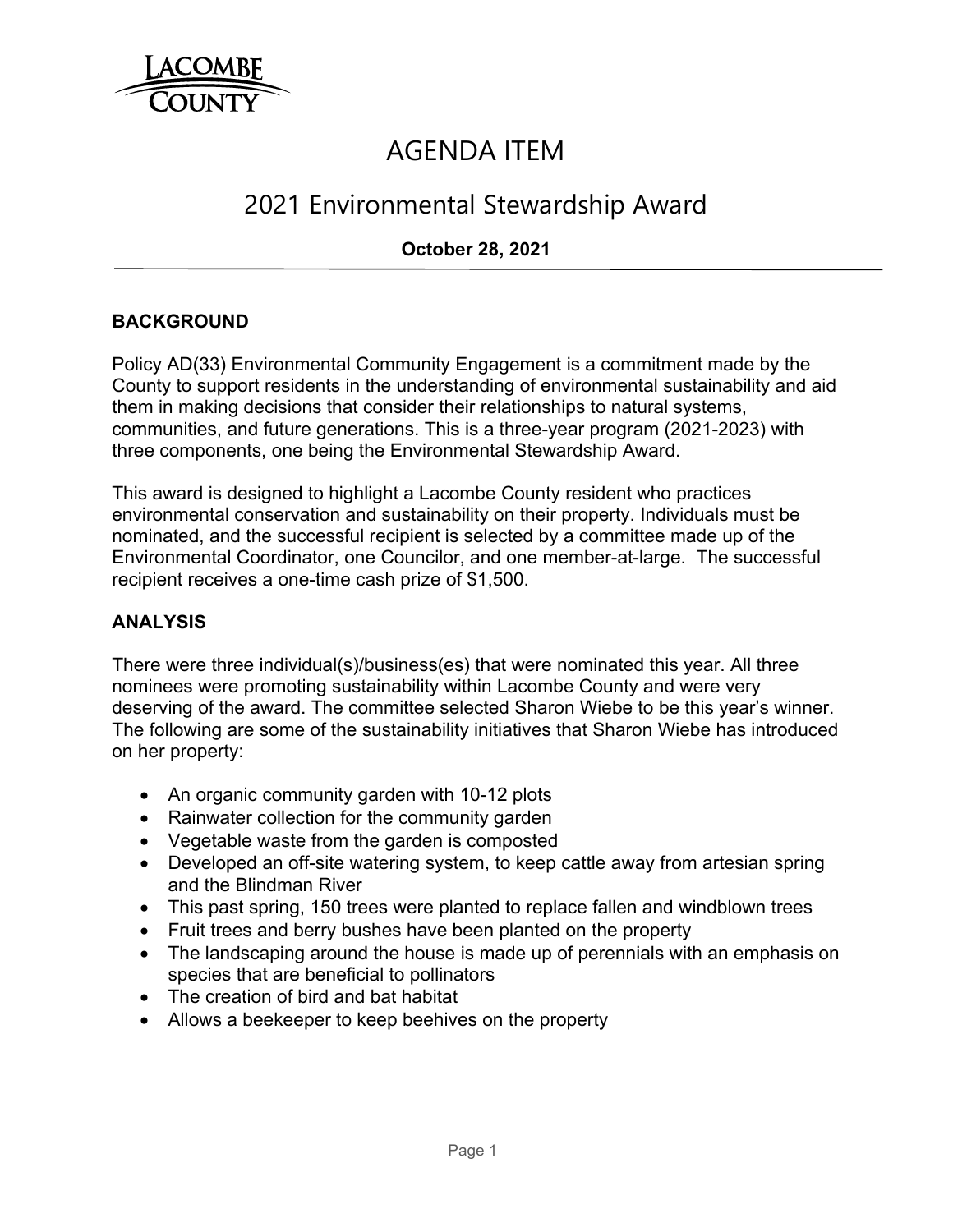LACOMBE COUNTY

# AGENDA ITEM

## 2021 Environmental Stewardship Award

**October 28, 2021**

### BACKGROUND

Policy AD(33) Environmental Community Engagement is a commitment made by the County to support residents in the understanding of environmental sustainability and aid them in making decisions that consider their relationships to natural systems, communities, and future generations. This is a three-year program (2021-2023) with three components, one being the Environmental Stewardship Award.

This award is designed to highlight a Lacombe County resident who practices environmental conservation and sustainability on their property. Individuals must be nominated, and the successful recipient is selected by a committee made up of the Environmental Coordinator, one Councilor, and one member-at-large. The successful recipient receives a one-time cash prize of $1,500.

### ANALYSIS

There were three individual(s)/business(es) that were nominated this year. All three nominees were promoting sustainability within Lacombe County and were very deserving of the award. The committee selected Sharon Wiebe to be this year's winner. The following are some of the sustainability initiatives that Sharon Wiebe has introduced on her property:

- An organic community garden with 10-12 plots
- Rainwater collection for the community garden
- Vegetable waste from the garden is composted
- Developed an off-site watering system, to keep cattle away from artesian spring and the Blindman River
- This past spring, 150 trees were planted to replace fallen and windblown trees
- Fruit trees and berry bushes have been planted on the property
- The landscaping around the house is made up of perennials with an emphasis on species that are beneficial to pollinators
- The creation of bird and bat habitat
- Allows a beekeeper to keep beehives on the property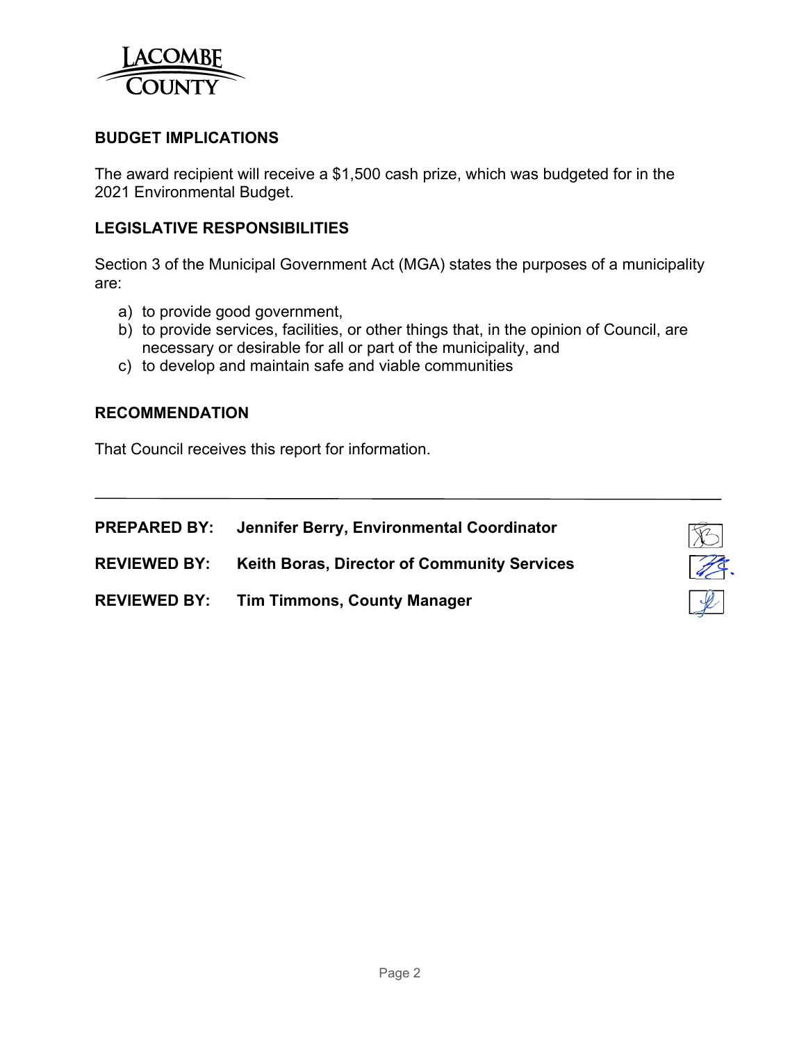**LACOMBE COUNTY**

## BUDGET IMPLICATIONS

The award recipient will receive a $1,500 cash prize, which was budgeted for in the 2021 Environmental Budget.

## LEGISLATIVE RESPONSIBILITIES

Section 3 of the Municipal Government Act (MGA) states the purposes of a municipality are:

a) to provide good government,
b) to provide services, facilities, or other things that, in the opinion of Council, are necessary or desirable for all or part of the municipality, and
c) to develop and maintain safe and viable communities

## RECOMMENDATION

That Council receives this report for information.

---

**PREPARED BY:** **Jennifer Berry, Environmental Coordinator**

**REVIEWED BY:** **Keith Boras, Director of Community Services**

**REVIEWED BY:** **Tim Timmons, County Manager**